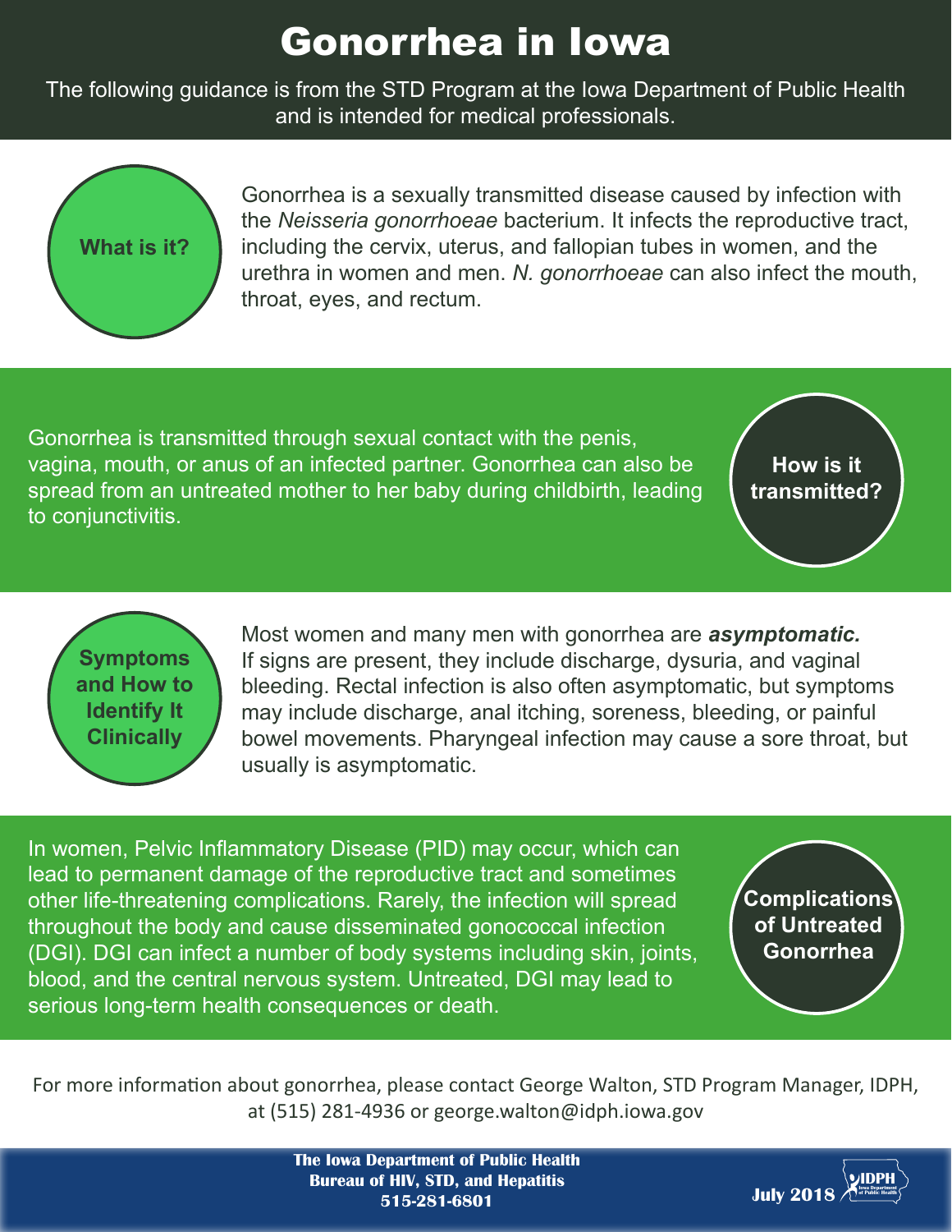# Gonorrhea in Iowa

The following guidance is from the STD Program at the Iowa Department of Public Health and is intended for medical professionals.

## What is it?

Gonorrhea is a sexually transmitted disease caused by infection with the *Neisseria gonorrhoeae* bacterium. It infects the reproductive tract, including the cervix, uterus, and fallopian tubes in women, and the urethra in women and men. *N. gonorrhoeae* can also infect the mouth, throat, eyes, and rectum.

## How is it transmitted?

Gonorrhea is transmitted through sexual contact with the penis, vagina, mouth, or anus of an infected partner. Gonorrhea can also be spread from an untreated mother to her baby during childbirth, leading to conjunctivitis.

## Symptoms and How to Identify It Clinically

Most women and many men with gonorrhea are ***asymptomatic.*** If signs are present, they include discharge, dysuria, and vaginal bleeding. Rectal infection is also often asymptomatic, but symptoms may include discharge, anal itching, soreness, bleeding, or painful bowel movements. Pharyngeal infection may cause a sore throat, but usually is asymptomatic.

## Complications of Untreated Gonorrhea

In women, Pelvic Inflammatory Disease (PID) may occur, which can lead to permanent damage of the reproductive tract and sometimes other life-threatening complications. Rarely, the infection will spread throughout the body and cause disseminated gonococcal infection (DGI). DGI can infect a number of body systems including skin, joints, blood, and the central nervous system. Untreated, DGI may lead to serious long-term health consequences or death.

For more information about gonorrhea, please contact George Walton, STD Program Manager, IDPH, at (515) 281-4936 or george.walton@idph.iowa.gov

**The Iowa Department of Public Health**
**Bureau of HIV, STD, and Hepatitis**
**515-281-6801**

**July 2018**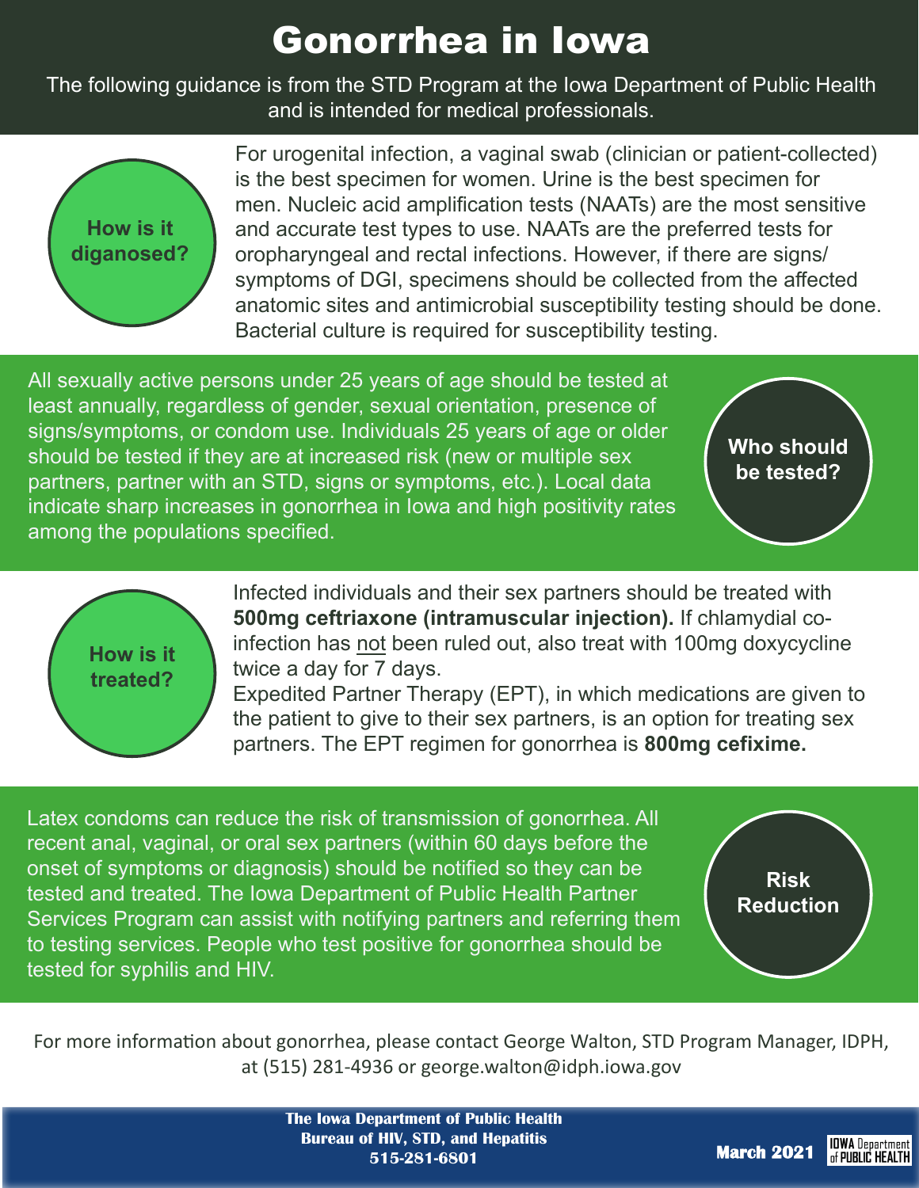# Gonorrhea in Iowa

The following guidance is from the STD Program at the Iowa Department of Public Health and is intended for medical professionals.

## How is it diganosed?

For urogenital infection, a vaginal swab (clinician or patient-collected) is the best specimen for women. Urine is the best specimen for men. Nucleic acid amplification tests (NAATs) are the most sensitive and accurate test types to use. NAATs are the preferred tests for oropharyngeal and rectal infections. However, if there are signs/ symptoms of DGI, specimens should be collected from the affected anatomic sites and antimicrobial susceptibility testing should be done. Bacterial culture is required for susceptibility testing.

## Who should be tested?

All sexually active persons under 25 years of age should be tested at least annually, regardless of gender, sexual orientation, presence of signs/symptoms, or condom use. Individuals 25 years of age or older should be tested if they are at increased risk (new or multiple sex partners, partner with an STD, signs or symptoms, etc.). Local data indicate sharp increases in gonorrhea in Iowa and high positivity rates among the populations specified.

## How is it treated?

Infected individuals and their sex partners should be treated with **500mg ceftriaxone (intramuscular injection).** If chlamydial co-infection has not been ruled out, also treat with 100mg doxycycline twice a day for 7 days.

Expedited Partner Therapy (EPT), in which medications are given to the patient to give to their sex partners, is an option for treating sex partners. The EPT regimen for gonorrhea is **800mg cefixime.**

## Risk Reduction

Latex condoms can reduce the risk of transmission of gonorrhea. All recent anal, vaginal, or oral sex partners (within 60 days before the onset of symptoms or diagnosis) should be notified so they can be tested and treated. The Iowa Department of Public Health Partner Services Program can assist with notifying partners and referring them to testing services. People who test positive for gonorrhea should be tested for syphilis and HIV.

For more information about gonorrhea, please contact George Walton, STD Program Manager, IDPH, at (515) 281-4936 or george.walton@idph.iowa.gov

**The Iowa Department of Public Health**
**Bureau of HIV, STD, and Hepatitis**
**515-281-6801**

**March 2021**

IOWA Department of PUBLIC HEALTH